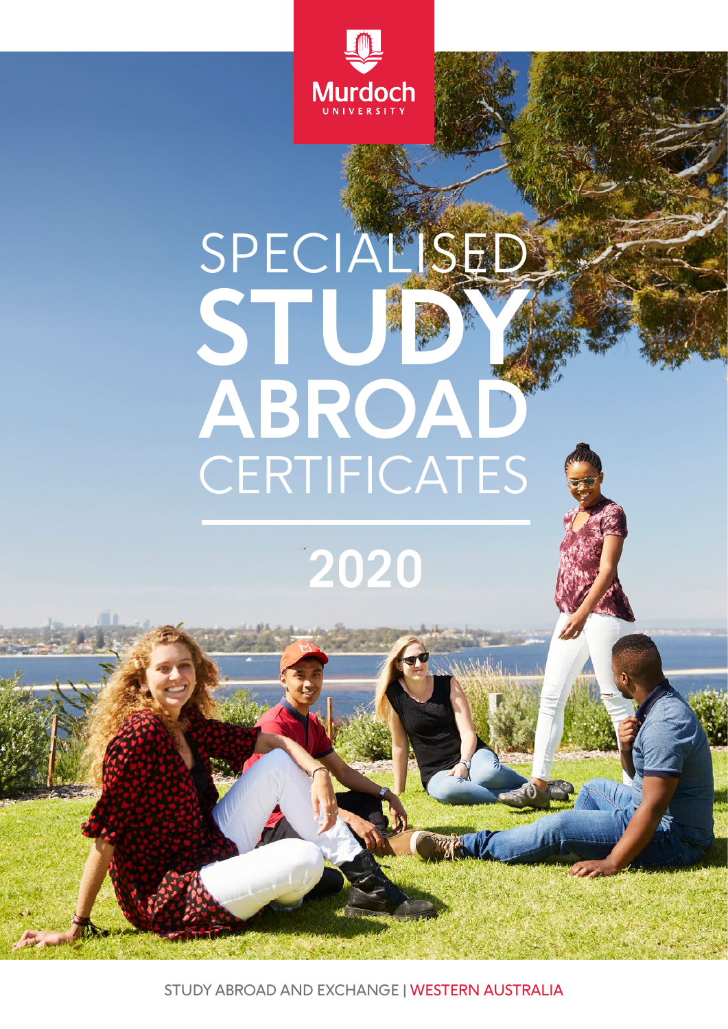Murdoch
UNIVERSITY

# SPECIALISED STUDY ABROAD CERTIFICATES

## 2020

STUDY ABROAD AND EXCHANGE | WESTERN AUSTRALIA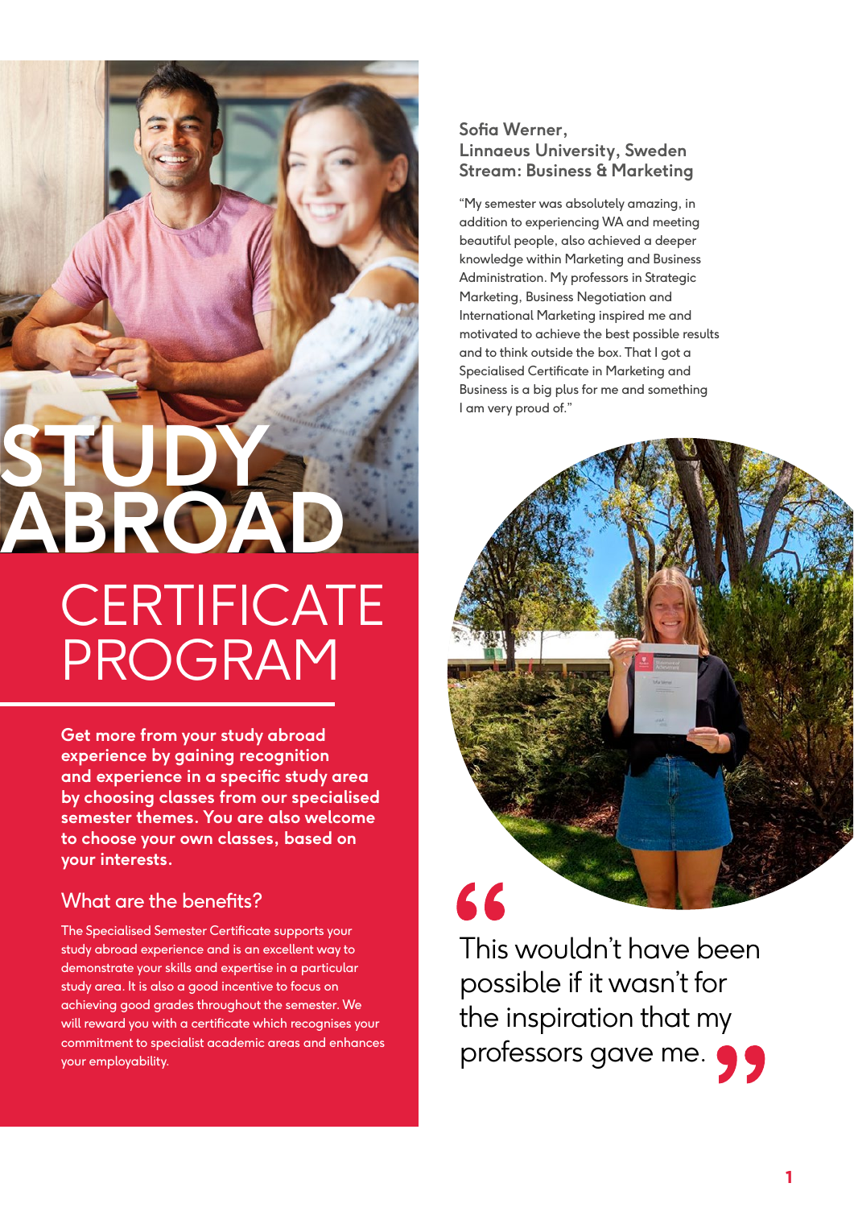# STUDY ABROAD

# CERTIFICATE PROGRAM

**Get more from your study abroad experience by gaining recognition and experience in a specific study area by choosing classes from our specialised semester themes. You are also welcome to choose your own classes, based on your interests.**

## What are the benefits?

The Specialised Semester Certificate supports your study abroad experience and is an excellent way to demonstrate your skills and expertise in a particular study area. It is also a good incentive to focus on achieving good grades throughout the semester. We will reward you with a certificate which recognises your commitment to specialist academic areas and enhances your employability.

**Sofia Werner,**
**Linnaeus University, Sweden**
**Stream: Business & Marketing**

"My semester was absolutely amazing, in addition to experiencing WA and meeting beautiful people, also achieved a deeper knowledge within Marketing and Business Administration. My professors in Strategic Marketing, Business Negotiation and International Marketing inspired me and motivated to achieve the best possible results and to think outside the box. That I got a Specialised Certificate in Marketing and Business is a big plus for me and something I am very proud of."

> "This wouldn't have been possible if it wasn't for the inspiration that my professors gave me."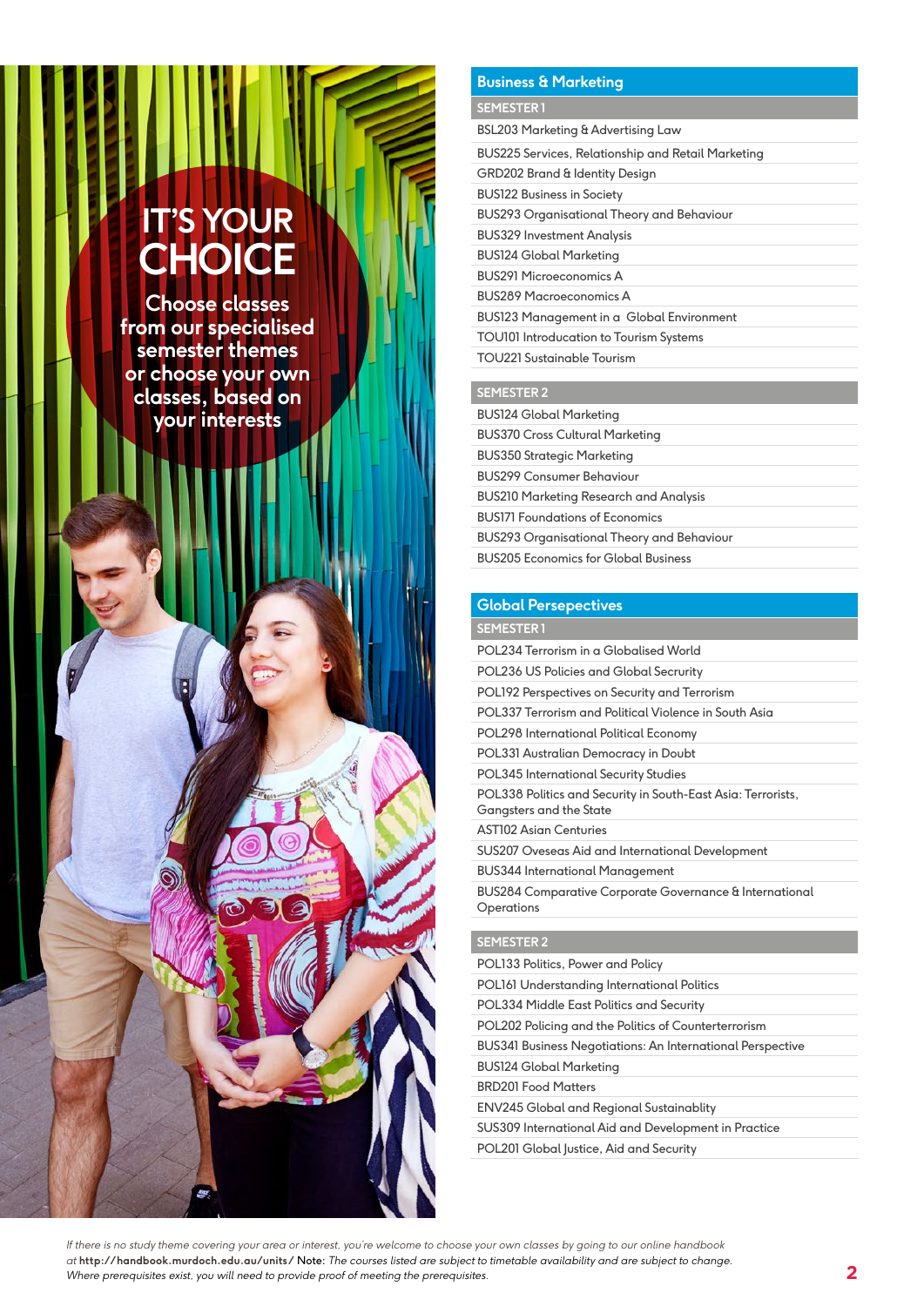# IT'S YOUR CHOICE

Choose classes from our specialised semester themes or choose your own classes, based on your interests

## Business & Marketing

### SEMESTER 1

- BSL203 Marketing & Advertising Law
- BUS225 Services, Relationship and Retail Marketing
- GRD202 Brand & Identity Design
- BUS122 Business in Society
- BUS293 Organisational Theory and Behaviour
- BUS329 Investment Analysis
- BUS124 Global Marketing
- BUS291 Microeconomics A
- BUS289 Macroeconomics A
- BUS123 Management in a Global Environment
- TOU101 Introduction to Tourism Systems
- TOU221 Sustainable Tourism

### SEMESTER 2

- BUS124 Global Marketing
- BUS370 Cross Cultural Marketing
- BUS350 Strategic Marketing
- BUS299 Consumer Behaviour
- BUS210 Marketing Research and Analysis
- BUS171 Foundations of Economics
- BUS293 Organisational Theory and Behaviour
- BUS205 Economics for Global Business

## Global Persepectives

### SEMESTER 1

- POL234 Terrorism in a Globalised World
- POL236 US Policies and Global Secrurity
- POL192 Perspectives on Security and Terrorism
- POL337 Terrorism and Political Violence in South Asia
- POL298 International Political Economy
- POL331 Australian Democracy in Doubt
- POL345 International Security Studies
- POL338 Politics and Security in South-East Asia: Terrorists, Gangsters and the State
- AST102 Asian Centuries
- SUS207 Oveseas Aid and International Development
- BUS344 International Management
- BUS284 Comparative Corporate Governance & International Operations

### SEMESTER 2

- POL133 Politics, Power and Policy
- POL161 Understanding International Politics
- POL334 Middle East Politics and Security
- POL202 Policing and the Politics of Counterterrorism
- BUS341 Business Negotiations: An International Perspective
- BUS124 Global Marketing
- BRD201 Food Matters
- ENV245 Global and Regional Sustainablity
- SUS309 International Aid and Development in Practice
- POL201 Global Justice, Aid and Security

*If there is no study theme covering your area or interest, you're welcome to choose your own classes by going to our online handbook at* **http://handbook.murdoch.edu.au/units/** **Note:** *The courses listed are subject to timetable availability and are subject to change. Where prerequisites exist, you will need to provide proof of meeting the prerequisites.*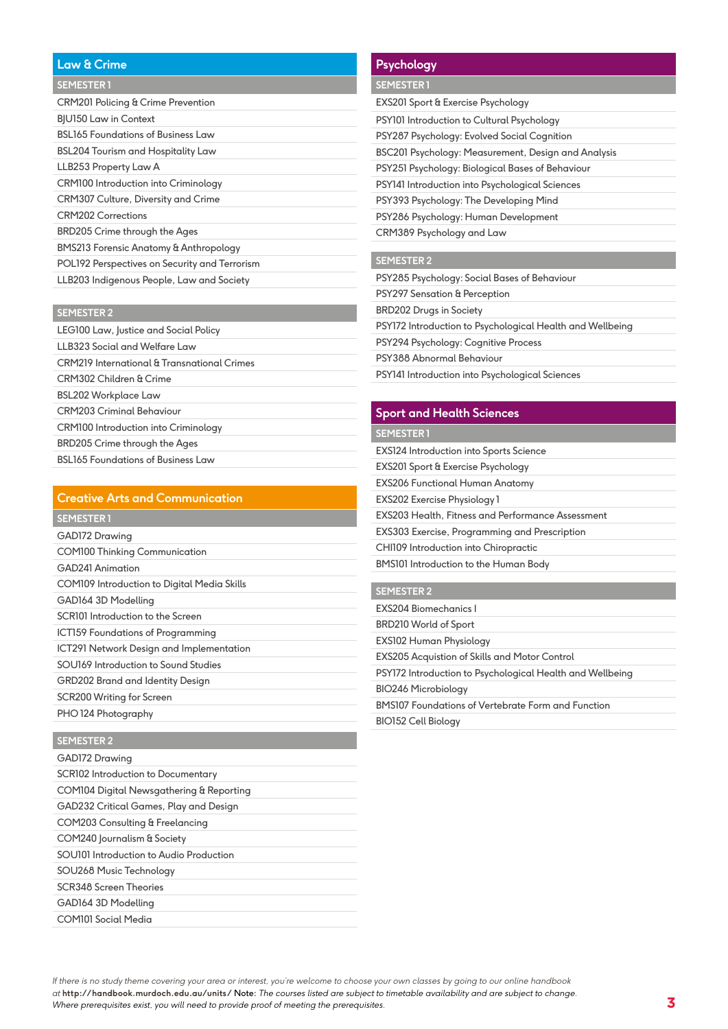## Law & Crime

### SEMESTER 1

- CRM201 Policing & Crime Prevention
- BJU150 Law in Context
- BSL165 Foundations of Business Law
- BSL204 Tourism and Hospitality Law
- LLB253 Property Law A
- CRM100 Introduction into Criminology
- CRM307 Culture, Diversity and Crime
- CRM202 Corrections
- BRD205 Crime through the Ages
- BMS213 Forensic Anatomy & Anthropology
- POL192 Perspectives on Security and Terrorism
- LLB203 Indigenous People, Law and Society

### SEMESTER 2

- LEG100 Law, Justice and Social Policy
- LLB323 Social and Welfare Law
- CRM219 International & Transnational Crimes
- CRM302 Children & Crime
- BSL202 Workplace Law
- CRM203 Criminal Behaviour
- CRM100 Introduction into Criminology
- BRD205 Crime through the Ages
- BSL165 Foundations of Business Law

## Creative Arts and Communication

### SEMESTER 1

- GAD172 Drawing
- COM100 Thinking Communication
- GAD241 Animation
- COM109 Introduction to Digital Media Skills
- GAD164 3D Modelling
- SCR101 Introduction to the Screen
- ICT159 Foundations of Programming
- ICT291 Network Design and Implementation
- SOU169 Introduction to Sound Studies
- GRD202 Brand and Identity Design
- SCR200 Writing for Screen
- PHO 124 Photography

### SEMESTER 2

- GAD172 Drawing
- SCR102 Introduction to Documentary
- COM104 Digital Newsgathering & Reporting
- GAD232 Critical Games, Play and Design
- COM203 Consulting & Freelancing
- COM240 Journalism & Society
- SOU101 Introduction to Audio Production
- SOU268 Music Technology
- SCR348 Screen Theories
- GAD164 3D Modelling
- COM101 Social Media

## Psychology

### SEMESTER 1

- EXS201 Sport & Exercise Psychology
- PSY101 Introduction to Cultural Psychology
- PSY287 Psychology: Evolved Social Cognition
- BSC201 Psychology: Measurement, Design and Analysis
- PSY251 Psychology: Biological Bases of Behaviour
- PSY141 Introduction into Psychological Sciences
- PSY393 Psychology: The Developing Mind
- PSY286 Psychology: Human Development
- CRM389 Psychology and Law

### SEMESTER 2

- PSY285 Psychology: Social Bases of Behaviour
- PSY297 Sensation & Perception
- BRD202 Drugs in Society
- PSY172 Introduction to Psychological Health and Wellbeing
- PSY294 Psychology: Cognitive Process
- PSY388 Abnormal Behaviour
- PSY141 Introduction into Psychological Sciences

## Sport and Health Sciences

### SEMESTER 1

- EXS124 Introduction into Sports Science
- EXS201 Sport & Exercise Psychology
- EXS206 Functional Human Anatomy
- EXS202 Exercise Physiology 1
- EXS203 Health, Fitness and Performance Assessment
- EXS303 Exercise, Programming and Prescription
- CHI109 Introduction into Chiropractic
- BMS101 Introduction to the Human Body

### SEMESTER 2

- EXS204 Biomechanics I
- BRD210 World of Sport
- EXS102 Human Physiology
- EXS205 Acquistion of Skills and Motor Control
- PSY172 Introduction to Psychological Health and Wellbeing
- BIO246 Microbiology
- BMS107 Foundations of Vertebrate Form and Function
- BIO152 Cell Biology

*If there is no study theme covering your area or interest, you're welcome to choose your own classes by going to our online handbook at* **http://handbook.murdoch.edu.au/units/** **Note:** *The courses listed are subject to timetable availability and are subject to change. Where prerequisites exist, you will need to provide proof of meeting the prerequisites.*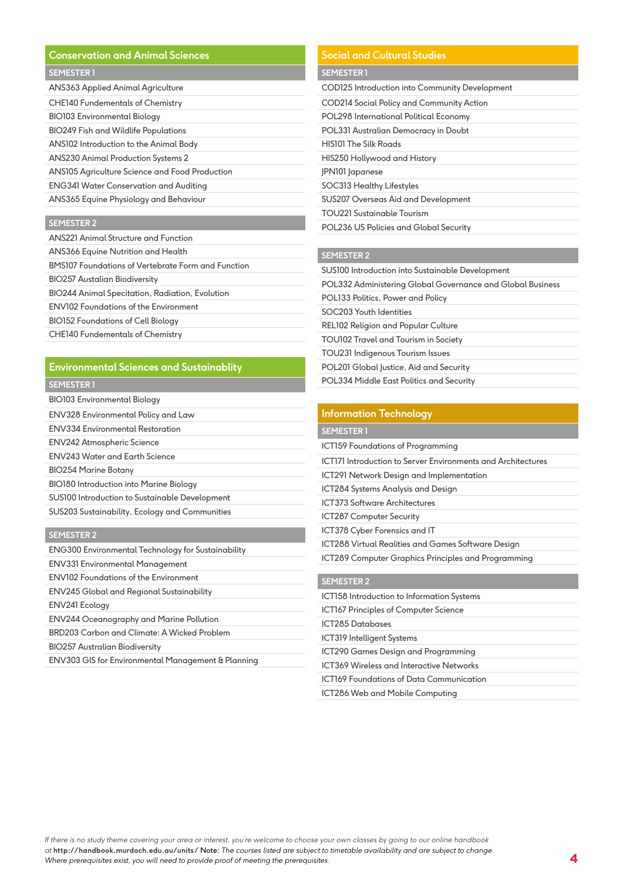## Conservation and Animal Sciences

### SEMESTER 1

- ANS363 Applied Animal Agriculture
- CHE140 Fundementals of Chemistry
- BIO103 Environmental Biology
- BIO249 Fish and Wildlife Populations
- ANS102 Introduction to the Animal Body
- ANS230 Animal Production Systems 2
- ANS105 Agriculture Science and Food Production
- ENG341 Water Conservation and Auditing
- ANS365 Equine Physiology and Behaviour

### SEMESTER 2

- ANS221 Animal Structure and Function
- ANS366 Equine Nutrition and Health
- BMS107 Foundations of Vertebrate Form and Function
- BIO257 Australian Biodiversity
- BIO244 Animal Specitation, Radiation, Evolution
- ENV102 Foundations of the Environment
- BIO152 Foundations of Cell Biology
- CHE140 Fundementals of Chemistry

## Environmental Sciences and Sustainablity

### SEMESTER 1

- BIO103 Environmental Biology
- ENV328 Environmental Policy and Law
- ENV334 Environmental Restoration
- ENV242 Atmospheric Science
- ENV243 Water and Earth Science
- BIO254 Marine Botany
- BIO180 Introduction into Marine Biology
- SUS100 Introduction to Sustainable Development
- SUS203 Sustainability, Ecology and Communities

### SEMESTER 2

- ENG300 Environmental Technology for Sustainability
- ENV331 Environmental Management
- ENV102 Foundations of the Environment
- ENV245 Global and Regional Sustainability
- ENV241 Ecology
- ENV244 Oceanography and Marine Pollution
- BRD203 Carbon and Climate: A Wicked Problem
- BIO257 Australian Biodiversity
- ENV303 GIS for Environmental Management & Planning

## Social and Cultural Studies

### SEMESTER 1

- COD125 Introduction into Community Development
- COD214 Social Policy and Community Action
- POL298 International Political Economy
- POL331 Australian Democracy in Doubt
- HIS101 The Silk Roads
- HIS250 Hollywood and History
- JPN101 Japanese
- SOC313 Healthy Lifestyles
- SUS207 Overseas Aid and Development
- TOU221 Sustainable Tourism
- POL236 US Policies and Global Security

### SEMESTER 2

- SUS100 Introduction into Sustainable Development
- POL332 Administering Global Governance and Global Business
- POL133 Politics, Power and Policy
- SOC203 Youth Identities
- REL102 Religion and Popular Culture
- TOU102 Travel and Tourism in Society
- TOU231 Indigenous Tourism Issues
- POL201 Global Justice, Aid and Security
- POL334 Middle East Politics and Security

## Information Technology

### SEMESTER 1

- ICT159 Foundations of Programming
- ICT171 Introduction to Server Environments and Architectures
- ICT291 Network Design and Implementation
- ICT284 Systems Analysis and Design
- ICT373 Software Architectures
- ICT287 Computer Security
- ICT378 Cyber Forensics and IT
- ICT288 Virtual Realities and Games Software Design
- ICT289 Computer Graphics Principles and Programming

### SEMESTER 2

- ICT158 Introduction to Information Systems
- ICT167 Principles of Computer Science
- ICT285 Databases
- ICT319 Intelligent Systems
- ICT290 Games Design and Programming
- ICT369 Wireless and Interactive Networks
- ICT169 Foundations of Data Communication
- ICT286 Web and Mobile Computing

*If there is no study theme covering your area or interest, you're welcome to choose your own classes by going to our online handbook at* **http://handbook.murdoch.edu.au/units/** **Note:** *The courses listed are subject to timetable availability and are subject to change. Where prerequisites exist, you will need to provide proof of meeting the prerequisites.*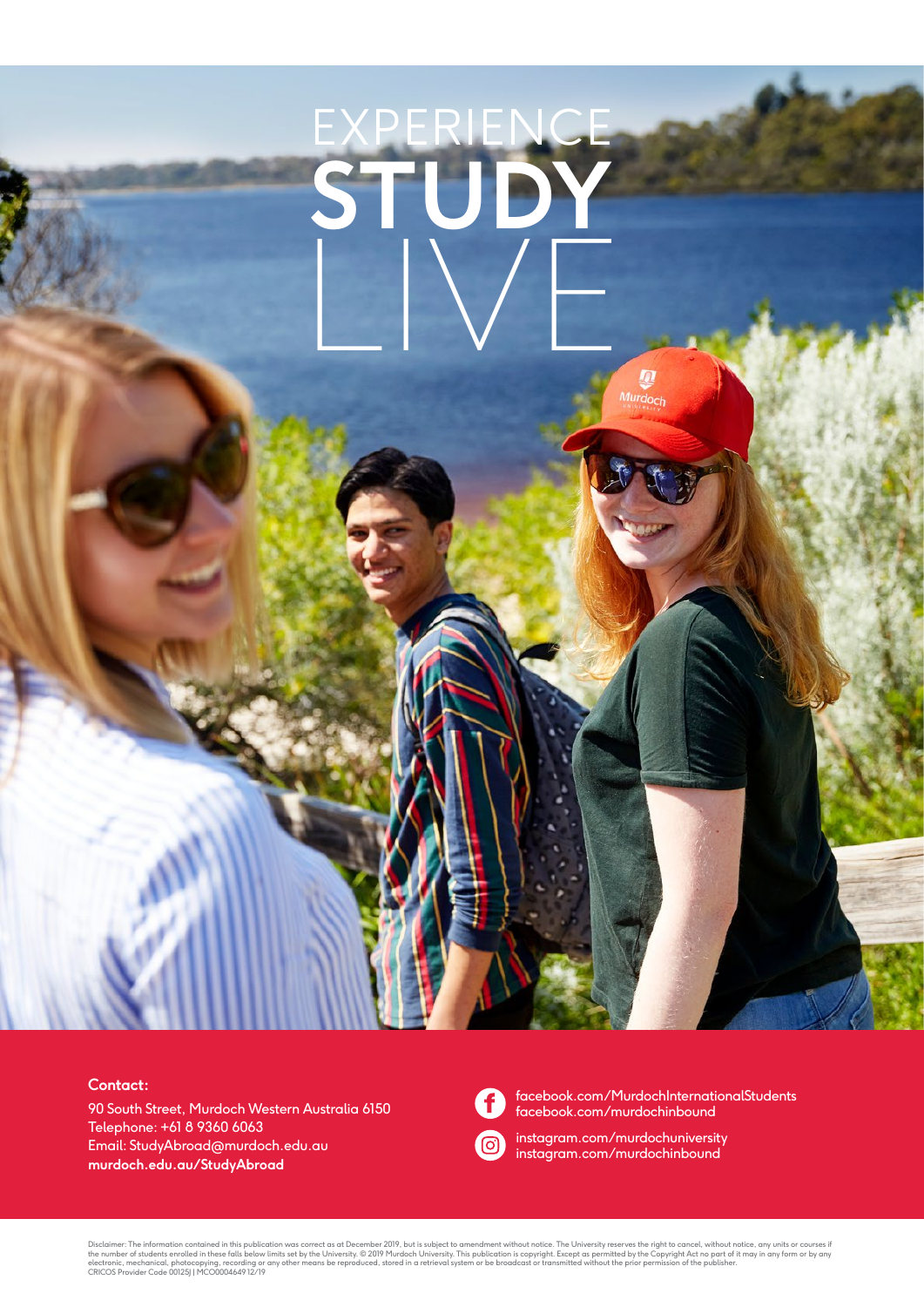# EXPERIENCE **STUDY** LIVE

**Contact:**

90 South Street, Murdoch Western Australia 6150
Telephone: +61 8 9360 6063
Email: StudyAbroad@murdoch.edu.au
**murdoch.edu.au/StudyAbroad**

facebook.com/MurdochInternationalStudents
facebook.com/murdochinbound

instagram.com/murdochuniversity
instagram.com/murdochinbound

Disclaimer: The information contained in this publication was correct as at December 2019, but is subject to amendment without notice. The University reserves the right to cancel, without notice, any units or courses if the number of students enrolled in these falls below limits set by the University. © 2019 Murdoch University. This publication is copyright. Except as permitted by the Copyright Act no part of it may in any form or by any electronic, mechanical, photocopying, recording or any other means be reproduced, stored in a retrieval system or be broadcast or transmitted without the prior permission of the publisher.
CRICOS Provider Code 00125J | MCO0004649 12/19